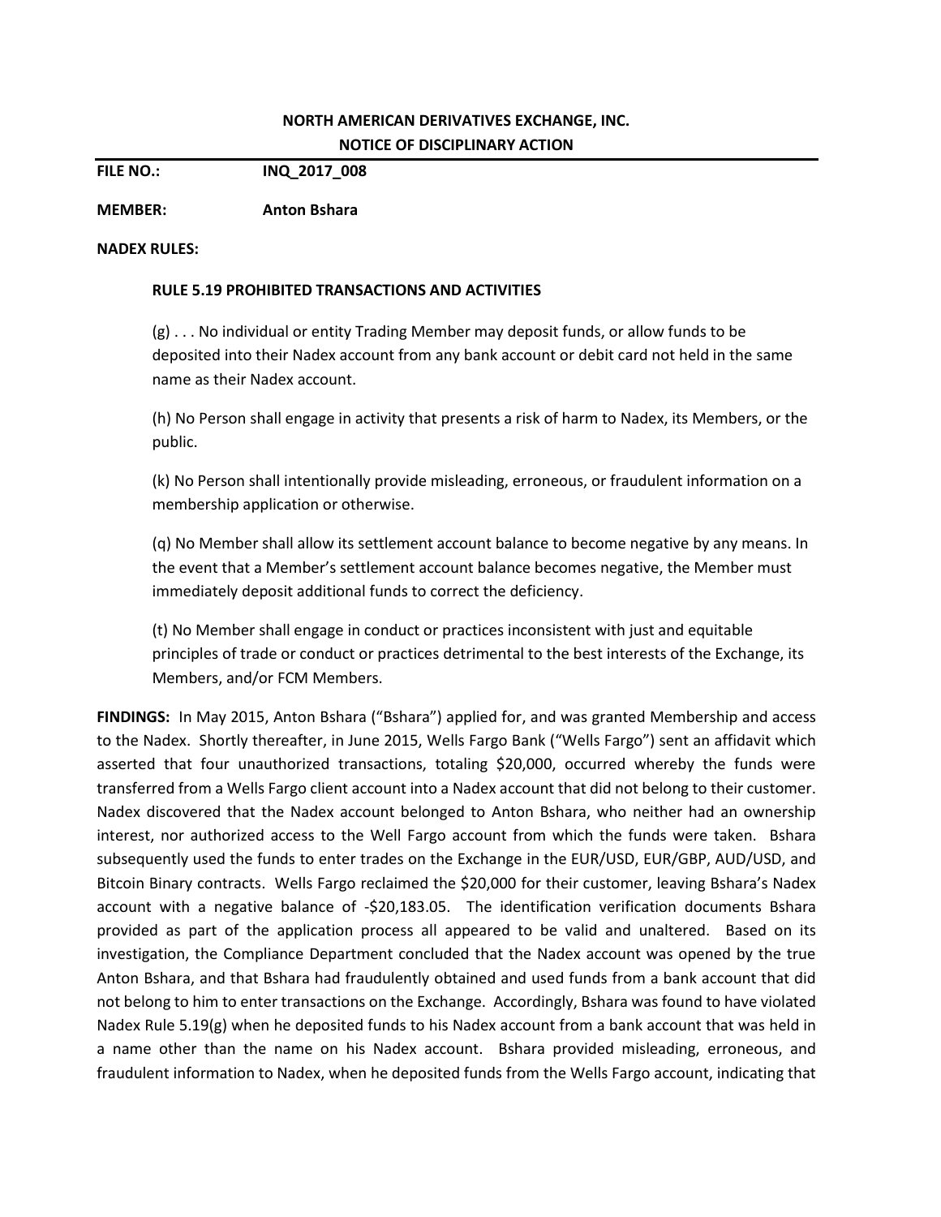**NORTH AMERICAN DERIVATIVES EXCHANGE, INC.**
**NOTICE OF DISCIPLINARY ACTION**

---

**FILE NO.:** **INQ_2017_008**

**MEMBER:** **Anton Bshara**

**NADEX RULES:**

**RULE 5.19 PROHIBITED TRANSACTIONS AND ACTIVITIES**

(g) . . . No individual or entity Trading Member may deposit funds, or allow funds to be deposited into their Nadex account from any bank account or debit card not held in the same name as their Nadex account.

(h) No Person shall engage in activity that presents a risk of harm to Nadex, its Members, or the public.

(k) No Person shall intentionally provide misleading, erroneous, or fraudulent information on a membership application or otherwise.

(q) No Member shall allow its settlement account balance to become negative by any means. In the event that a Member's settlement account balance becomes negative, the Member must immediately deposit additional funds to correct the deficiency.

(t) No Member shall engage in conduct or practices inconsistent with just and equitable principles of trade or conduct or practices detrimental to the best interests of the Exchange, its Members, and/or FCM Members.

**FINDINGS:** In May 2015, Anton Bshara ("Bshara") applied for, and was granted Membership and access to the Nadex. Shortly thereafter, in June 2015, Wells Fargo Bank ("Wells Fargo") sent an affidavit which asserted that four unauthorized transactions, totaling $20,000, occurred whereby the funds were transferred from a Wells Fargo client account into a Nadex account that did not belong to their customer. Nadex discovered that the Nadex account belonged to Anton Bshara, who neither had an ownership interest, nor authorized access to the Well Fargo account from which the funds were taken. Bshara subsequently used the funds to enter trades on the Exchange in the EUR/USD, EUR/GBP, AUD/USD, and Bitcoin Binary contracts. Wells Fargo reclaimed the $20,000 for their customer, leaving Bshara's Nadex account with a negative balance of -$20,183.05. The identification verification documents Bshara provided as part of the application process all appeared to be valid and unaltered. Based on its investigation, the Compliance Department concluded that the Nadex account was opened by the true Anton Bshara, and that Bshara had fraudulently obtained and used funds from a bank account that did not belong to him to enter transactions on the Exchange. Accordingly, Bshara was found to have violated Nadex Rule 5.19(g) when he deposited funds to his Nadex account from a bank account that was held in a name other than the name on his Nadex account. Bshara provided misleading, erroneous, and fraudulent information to Nadex, when he deposited funds from the Wells Fargo account, indicating that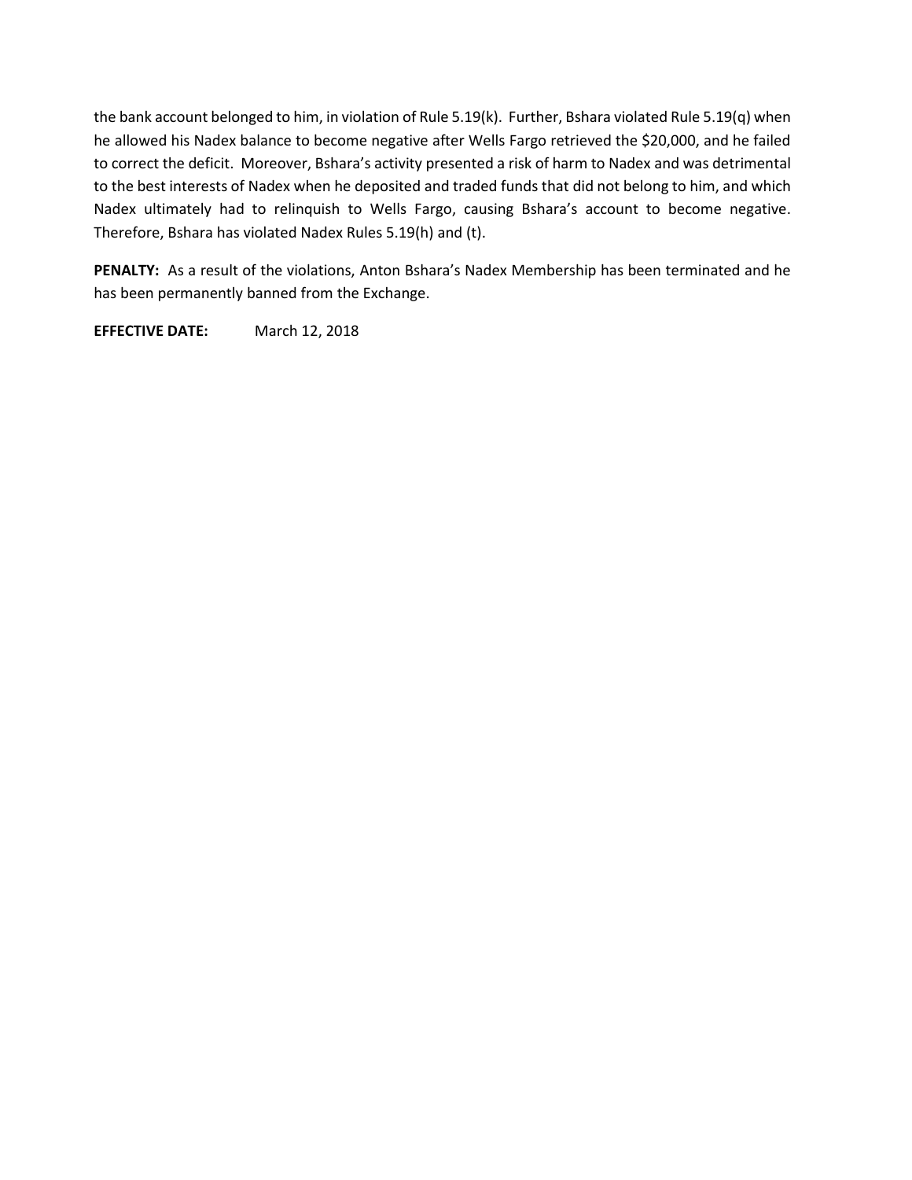the bank account belonged to him, in violation of Rule 5.19(k). Further, Bshara violated Rule 5.19(q) when he allowed his Nadex balance to become negative after Wells Fargo retrieved the $20,000, and he failed to correct the deficit. Moreover, Bshara's activity presented a risk of harm to Nadex and was detrimental to the best interests of Nadex when he deposited and traded funds that did not belong to him, and which Nadex ultimately had to relinquish to Wells Fargo, causing Bshara's account to become negative. Therefore, Bshara has violated Nadex Rules 5.19(h) and (t).

**PENALTY:** As a result of the violations, Anton Bshara's Nadex Membership has been terminated and he has been permanently banned from the Exchange.

**EFFECTIVE DATE:** March 12, 2018